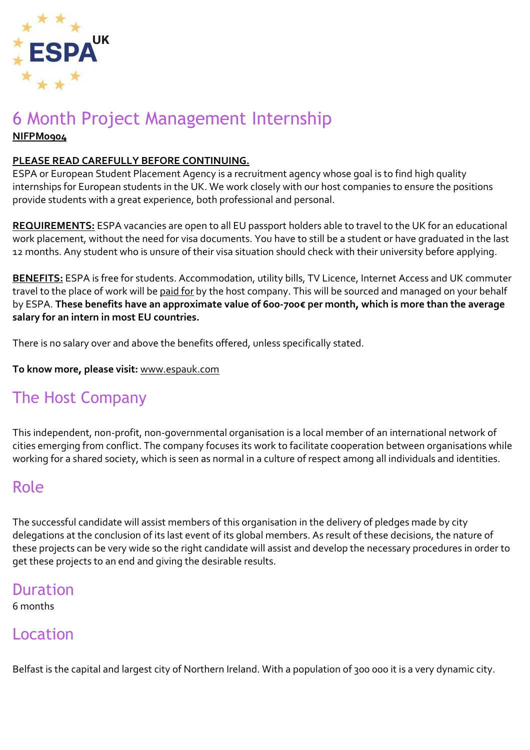ESPA UK

# 6 Month Project Management Internship

**NIFPM0904**

**PLEASE READ CAREFULLY BEFORE CONTINUING.**

ESPA or European Student Placement Agency is a recruitment agency whose goal is to find high quality internships for European students in the UK. We work closely with our host companies to ensure the positions provide students with a great experience, both professional and personal.

**REQUIREMENTS:** ESPA vacancies are open to all EU passport holders able to travel to the UK for an educational work placement, without the need for visa documents. You have to still be a student or have graduated in the last 12 months. Any student who is unsure of their visa situation should check with their university before applying.

**BENEFITS:** ESPA is free for students. Accommodation, utility bills, TV Licence, Internet Access and UK commuter travel to the place of work will be paid for by the host company. This will be sourced and managed on your behalf by ESPA. **These benefits have an approximate value of 600-700€ per month, which is more than the average salary for an intern in most EU countries.**

There is no salary over and above the benefits offered, unless specifically stated.

**To know more, please visit:** www.espauk.com

## The Host Company

This independent, non-profit, non-governmental organisation is a local member of an international network of cities emerging from conflict. The company focuses its work to facilitate cooperation between organisations while working for a shared society, which is seen as normal in a culture of respect among all individuals and identities.

## Role

The successful candidate will assist members of this organisation in the delivery of pledges made by city delegations at the conclusion of its last event of its global members. As result of these decisions, the nature of these projects can be very wide so the right candidate will assist and develop the necessary procedures in order to get these projects to an end and giving the desirable results.

## Duration

6 months

## Location

Belfast is the capital and largest city of Northern Ireland. With a population of 300 000 it is a very dynamic city.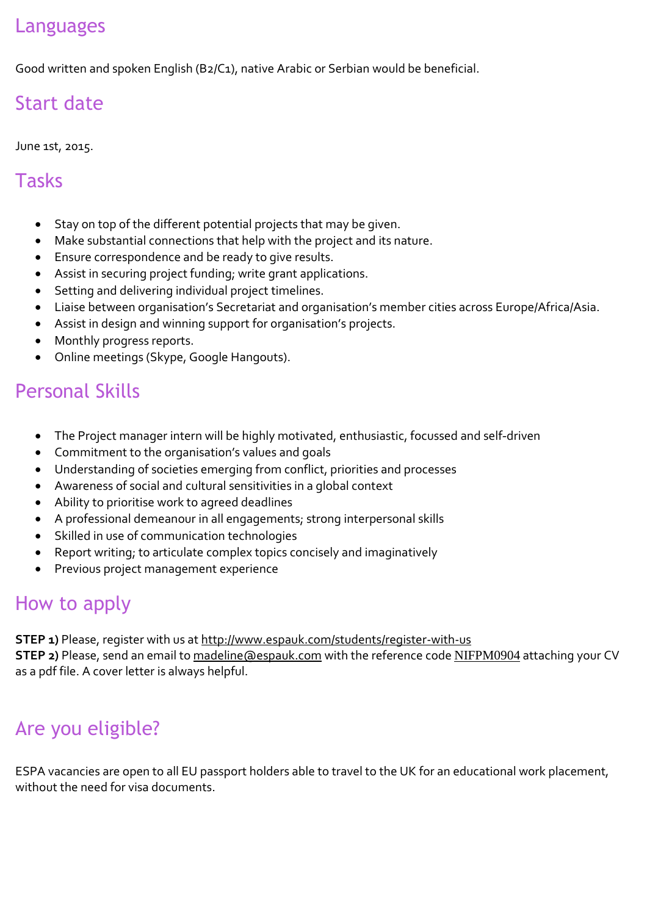## Languages

Good written and spoken English (B2/C1), native Arabic or Serbian would be beneficial.

## Start date

June 1st, 2015.

## Tasks

- Stay on top of the different potential projects that may be given.
- Make substantial connections that help with the project and its nature.
- Ensure correspondence and be ready to give results.
- Assist in securing project funding; write grant applications.
- Setting and delivering individual project timelines.
- Liaise between organisation's Secretariat and organisation's member cities across Europe/Africa/Asia.
- Assist in design and winning support for organisation's projects.
- Monthly progress reports.
- Online meetings (Skype, Google Hangouts).

## Personal Skills

- The Project manager intern will be highly motivated, enthusiastic, focussed and self-driven
- Commitment to the organisation's values and goals
- Understanding of societies emerging from conflict, priorities and processes
- Awareness of social and cultural sensitivities in a global context
- Ability to prioritise work to agreed deadlines
- A professional demeanour in all engagements; strong interpersonal skills
- Skilled in use of communication technologies
- Report writing; to articulate complex topics concisely and imaginatively
- Previous project management experience

## How to apply

**STEP 1)** Please, register with us at http://www.espauk.com/students/register-with-us
**STEP 2)** Please, send an email to madeline@espauk.com with the reference code NIFPM0904 attaching your CV as a pdf file. A cover letter is always helpful.

## Are you eligible?

ESPA vacancies are open to all EU passport holders able to travel to the UK for an educational work placement, without the need for visa documents.